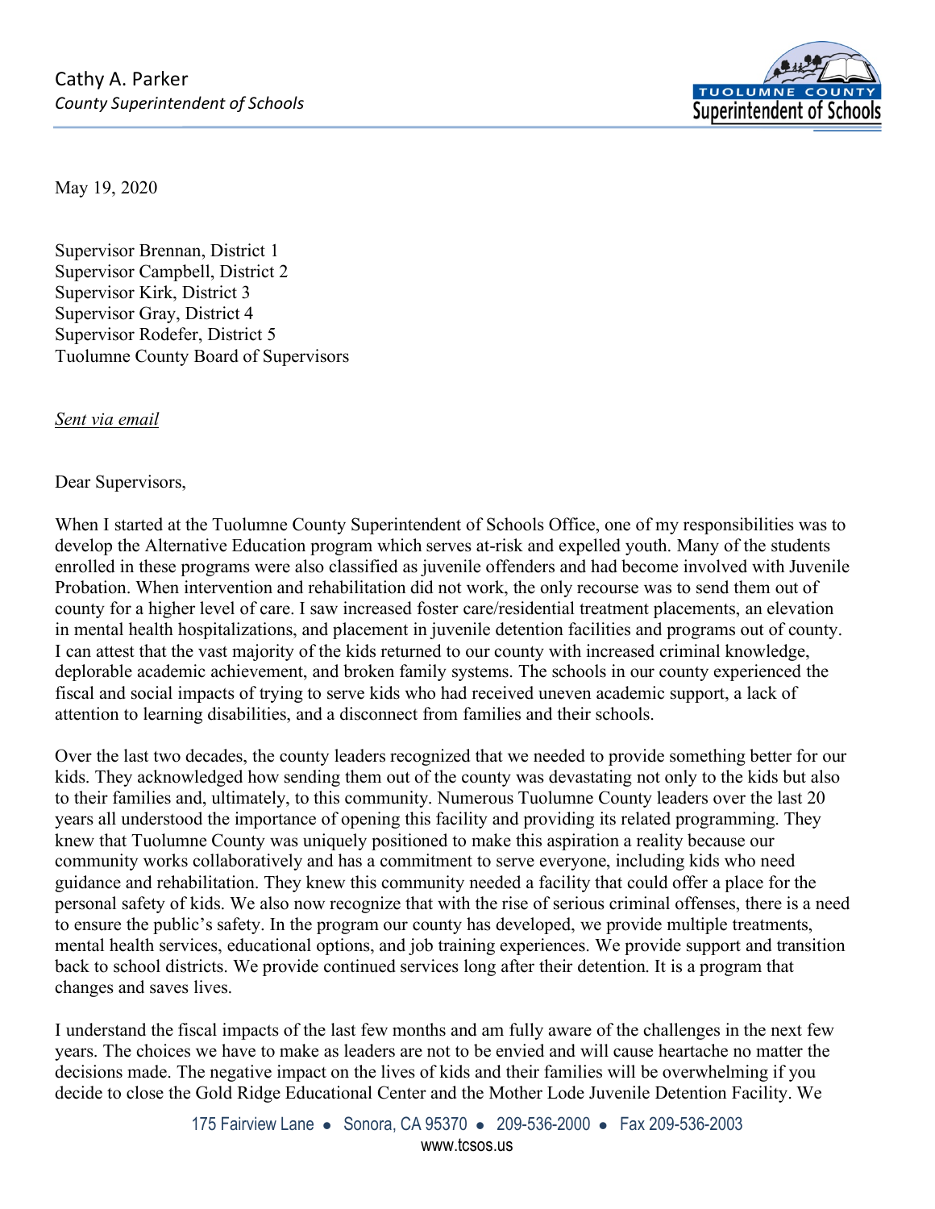Cathy A. Parker
*County Superintendent of Schools*

TUOLUMNE COUNTY
Superintendent of Schools

May 19, 2020

Supervisor Brennan, District 1
Supervisor Campbell, District 2
Supervisor Kirk, District 3
Supervisor Gray, District 4
Supervisor Rodefer, District 5
Tuolumne County Board of Supervisors

*Sent via email*

Dear Supervisors,

When I started at the Tuolumne County Superintendent of Schools Office, one of my responsibilities was to develop the Alternative Education program which serves at-risk and expelled youth. Many of the students enrolled in these programs were also classified as juvenile offenders and had become involved with Juvenile Probation. When intervention and rehabilitation did not work, the only recourse was to send them out of county for a higher level of care. I saw increased foster care/residential treatment placements, an elevation in mental health hospitalizations, and placement in juvenile detention facilities and programs out of county. I can attest that the vast majority of the kids returned to our county with increased criminal knowledge, deplorable academic achievement, and broken family systems. The schools in our county experienced the fiscal and social impacts of trying to serve kids who had received uneven academic support, a lack of attention to learning disabilities, and a disconnect from families and their schools.

Over the last two decades, the county leaders recognized that we needed to provide something better for our kids. They acknowledged how sending them out of the county was devastating not only to the kids but also to their families and, ultimately, to this community. Numerous Tuolumne County leaders over the last 20 years all understood the importance of opening this facility and providing its related programming. They knew that Tuolumne County was uniquely positioned to make this aspiration a reality because our community works collaboratively and has a commitment to serve everyone, including kids who need guidance and rehabilitation. They knew this community needed a facility that could offer a place for the personal safety of kids. We also now recognize that with the rise of serious criminal offenses, there is a need to ensure the public's safety. In the program our county has developed, we provide multiple treatments, mental health services, educational options, and job training experiences. We provide support and transition back to school districts. We provide continued services long after their detention. It is a program that changes and saves lives.

I understand the fiscal impacts of the last few months and am fully aware of the challenges in the next few years. The choices we have to make as leaders are not to be envied and will cause heartache no matter the decisions made. The negative impact on the lives of kids and their families will be overwhelming if you decide to close the Gold Ridge Educational Center and the Mother Lode Juvenile Detention Facility. We

175 Fairview Lane • Sonora, CA 95370 • 209-536-2000 • Fax 209-536-2003
www.tcsos.us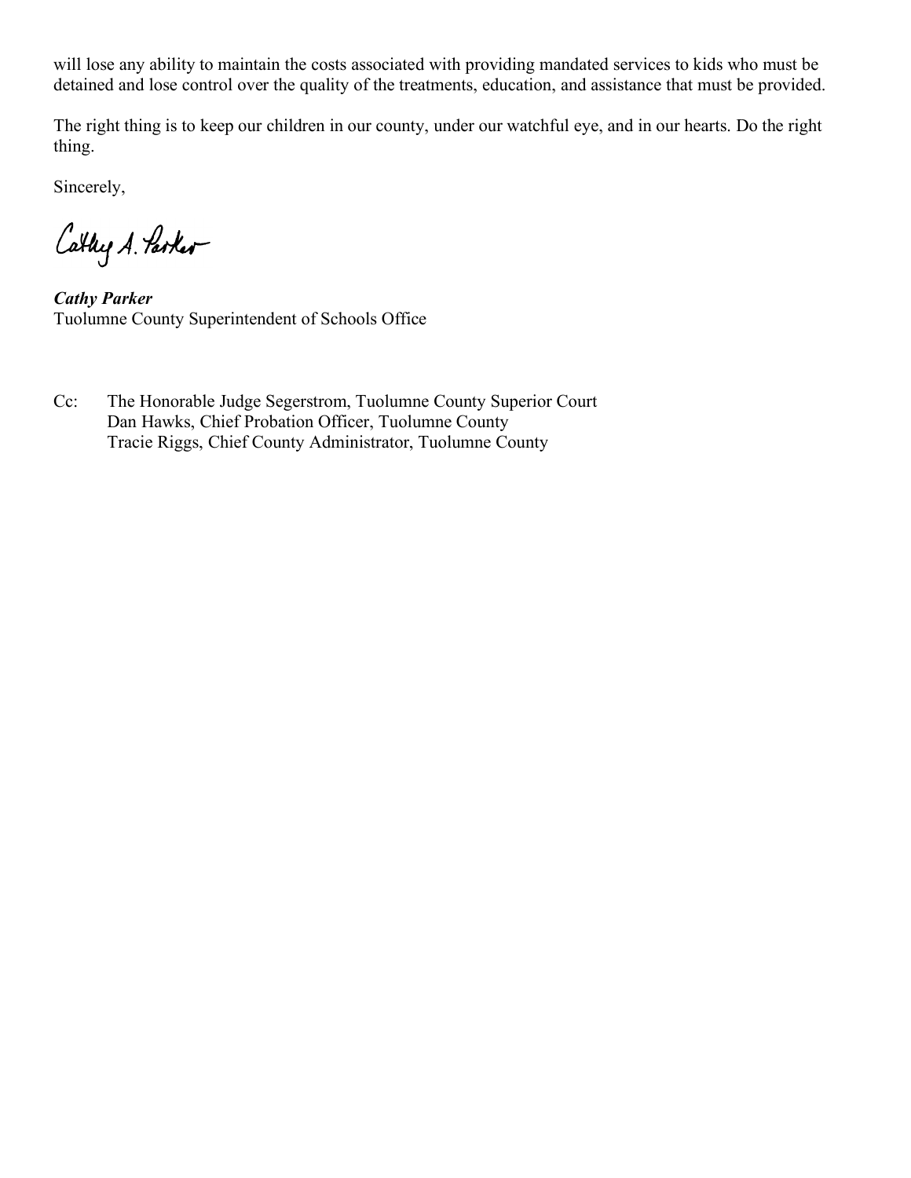will lose any ability to maintain the costs associated with providing mandated services to kids who must be detained and lose control over the quality of the treatments, education, and assistance that must be provided.

The right thing is to keep our children in our county, under our watchful eye, and in our hearts. Do the right thing.

Sincerely,

Cathy A. Parker

***Cathy Parker***
Tuolumne County Superintendent of Schools Office

Cc: The Honorable Judge Segerstrom, Tuolumne County Superior Court
Dan Hawks, Chief Probation Officer, Tuolumne County
Tracie Riggs, Chief County Administrator, Tuolumne County